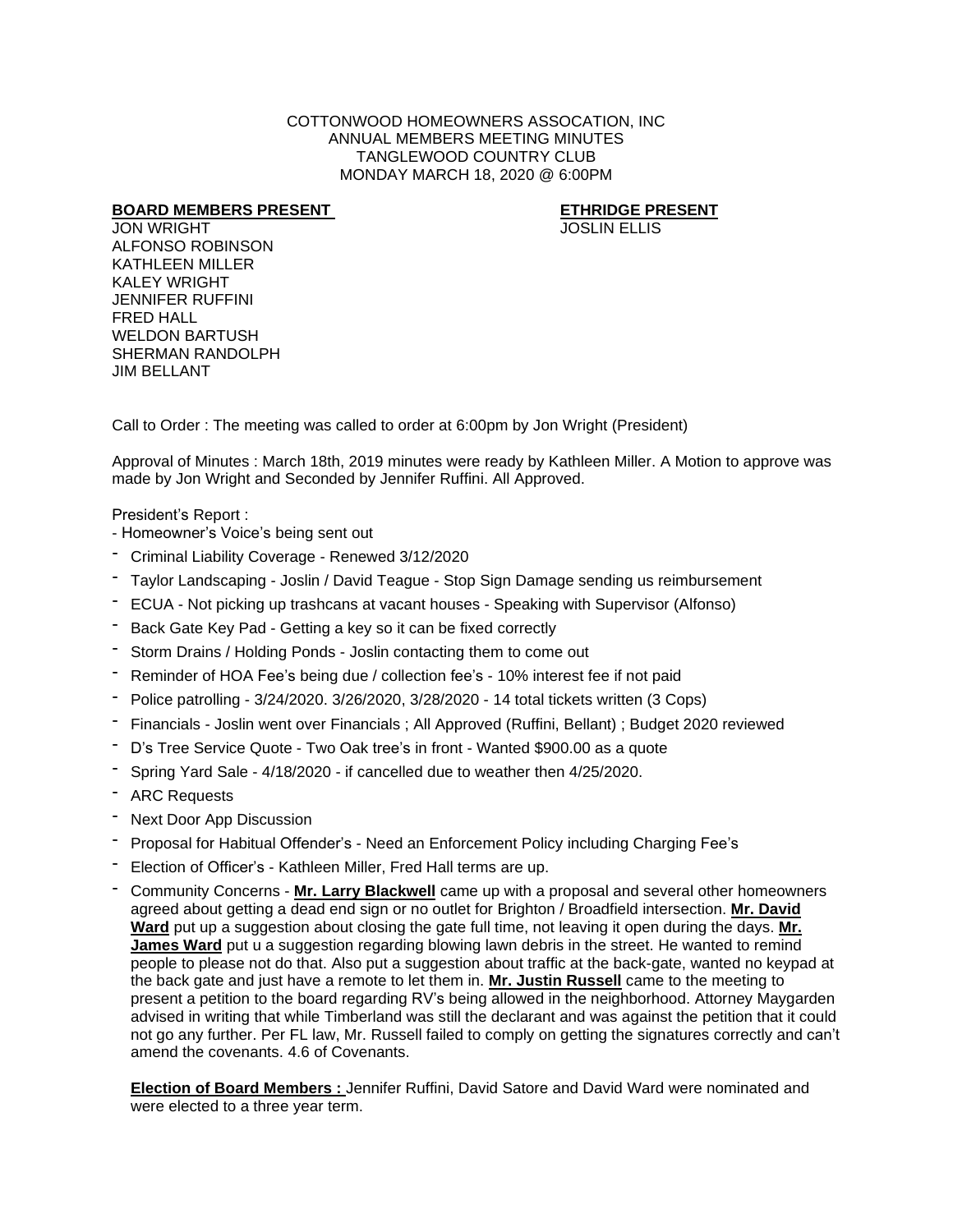COTTONWOOD HOMEOWNERS ASSOCATION, INC
ANNUAL MEMBERS MEETING MINUTES
TANGLEWOOD COUNTRY CLUB
MONDAY MARCH 18, 2020 @ 6:00PM

**BOARD MEMBERS PRESENT**

JON WRIGHT
ALFONSO ROBINSON
KATHLEEN MILLER
KALEY WRIGHT
JENNIFER RUFFINI
FRED HALL
WELDON BARTUSH
SHERMAN RANDOLPH
JIM BELLANT

**ETHRIDGE PRESENT**

JOSLIN ELLIS

Call to Order : The meeting was called to order at 6:00pm by Jon Wright (President)

Approval of Minutes : March 18th, 2019 minutes were ready by Kathleen Miller. A Motion to approve was made by Jon Wright and Seconded by Jennifer Ruffini. All Approved.

President's Report :

- Homeowner's Voice's being sent out
- Criminal Liability Coverage - Renewed 3/12/2020
- Taylor Landscaping - Joslin / David Teague - Stop Sign Damage sending us reimbursement
- ECUA - Not picking up trashcans at vacant houses - Speaking with Supervisor (Alfonso)
- Back Gate Key Pad - Getting a key so it can be fixed correctly
- Storm Drains / Holding Ponds - Joslin contacting them to come out
- Reminder of HOA Fee's being due / collection fee's - 10% interest fee if not paid
- Police patrolling - 3/24/2020. 3/26/2020, 3/28/2020 - 14 total tickets written (3 Cops)
- Financials - Joslin went over Financials ; All Approved (Ruffini, Bellant) ; Budget 2020 reviewed
- D's Tree Service Quote - Two Oak tree's in front - Wanted $900.00 as a quote
- Spring Yard Sale - 4/18/2020 - if cancelled due to weather then 4/25/2020.
- ARC Requests
- Next Door App Discussion
- Proposal for Habitual Offender's - Need an Enforcement Policy including Charging Fee's
- Election of Officer's - Kathleen Miller, Fred Hall terms are up.
- Community Concerns - **Mr. Larry Blackwell** came up with a proposal and several other homeowners agreed about getting a dead end sign or no outlet for Brighton / Broadfield intersection. **Mr. David Ward** put up a suggestion about closing the gate full time, not leaving it open during the days. **Mr. James Ward** put u a suggestion regarding blowing lawn debris in the street. He wanted to remind people to please not do that. Also put a suggestion about traffic at the back-gate, wanted no keypad at the back gate and just have a remote to let them in. **Mr. Justin Russell** came to the meeting to present a petition to the board regarding RV's being allowed in the neighborhood. Attorney Maygarden advised in writing that while Timberland was still the declarant and was against the petition that it could not go any further. Per FL law, Mr. Russell failed to comply on getting the signatures correctly and can't amend the covenants. 4.6 of Covenants.

  **Election of Board Members :** Jennifer Ruffini, David Satore and David Ward were nominated and were elected to a three year term.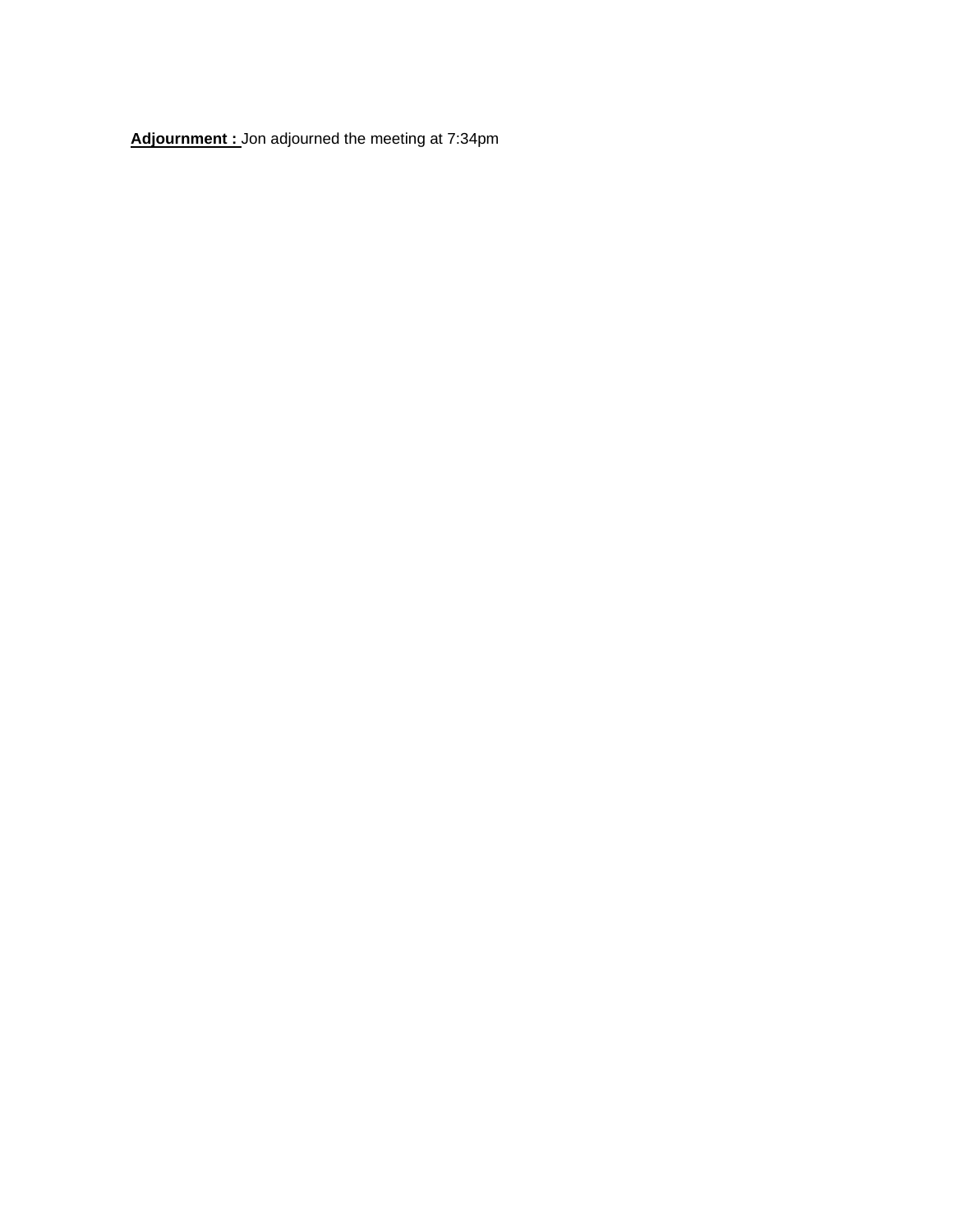**<u>Adjournment :</u>** Jon adjourned the meeting at 7:34pm